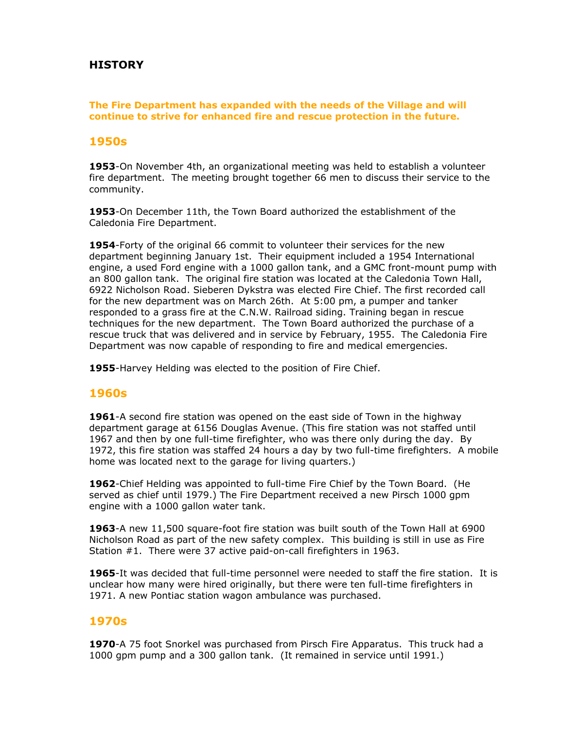## HISTORY

**The Fire Department has expanded with the needs of the Village and will continue to strive for enhanced fire and rescue protection in the future.**

### 1950s

**1953**-On November 4th, an organizational meeting was held to establish a volunteer fire department. The meeting brought together 66 men to discuss their service to the community.

**1953**-On December 11th, the Town Board authorized the establishment of the Caledonia Fire Department.

**1954**-Forty of the original 66 commit to volunteer their services for the new department beginning January 1st. Their equipment included a 1954 International engine, a used Ford engine with a 1000 gallon tank, and a GMC front-mount pump with an 800 gallon tank. The original fire station was located at the Caledonia Town Hall, 6922 Nicholson Road. Sieberen Dykstra was elected Fire Chief. The first recorded call for the new department was on March 26th. At 5:00 pm, a pumper and tanker responded to a grass fire at the C.N.W. Railroad siding. Training began in rescue techniques for the new department. The Town Board authorized the purchase of a rescue truck that was delivered and in service by February, 1955. The Caledonia Fire Department was now capable of responding to fire and medical emergencies.

**1955**-Harvey Helding was elected to the position of Fire Chief.

### 1960s

**1961**-A second fire station was opened on the east side of Town in the highway department garage at 6156 Douglas Avenue. (This fire station was not staffed until 1967 and then by one full-time firefighter, who was there only during the day. By 1972, this fire station was staffed 24 hours a day by two full-time firefighters. A mobile home was located next to the garage for living quarters.)

**1962**-Chief Helding was appointed to full-time Fire Chief by the Town Board. (He served as chief until 1979.) The Fire Department received a new Pirsch 1000 gpm engine with a 1000 gallon water tank.

**1963**-A new 11,500 square-foot fire station was built south of the Town Hall at 6900 Nicholson Road as part of the new safety complex. This building is still in use as Fire Station #1. There were 37 active paid-on-call firefighters in 1963.

**1965**-It was decided that full-time personnel were needed to staff the fire station. It is unclear how many were hired originally, but there were ten full-time firefighters in 1971. A new Pontiac station wagon ambulance was purchased.

### 1970s

**1970**-A 75 foot Snorkel was purchased from Pirsch Fire Apparatus. This truck had a 1000 gpm pump and a 300 gallon tank. (It remained in service until 1991.)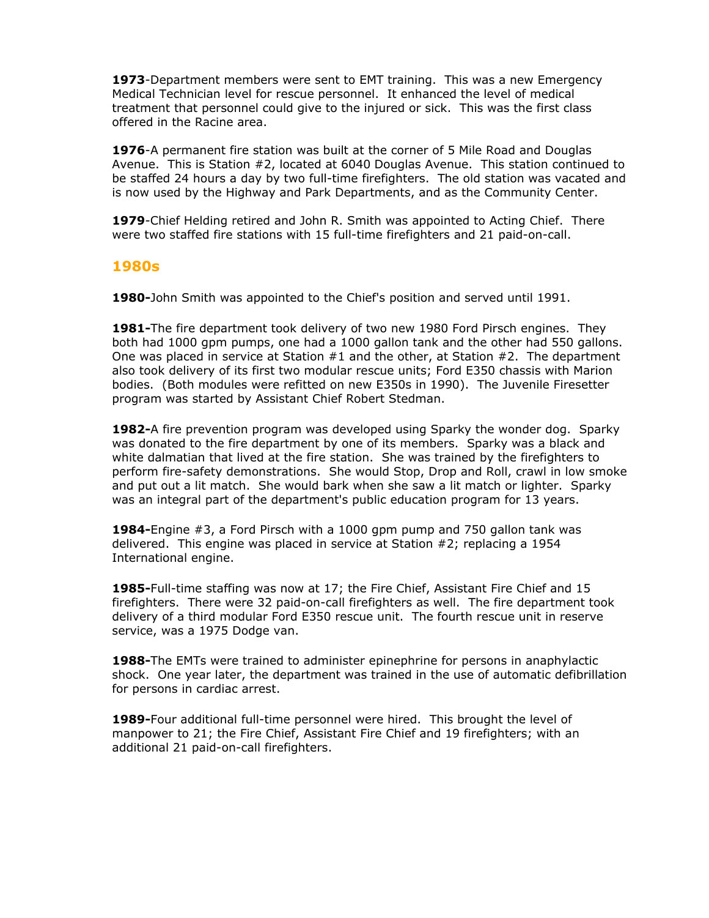**1973**-Department members were sent to EMT training. This was a new Emergency Medical Technician level for rescue personnel. It enhanced the level of medical treatment that personnel could give to the injured or sick. This was the first class offered in the Racine area.

**1976**-A permanent fire station was built at the corner of 5 Mile Road and Douglas Avenue. This is Station #2, located at 6040 Douglas Avenue. This station continued to be staffed 24 hours a day by two full-time firefighters. The old station was vacated and is now used by the Highway and Park Departments, and as the Community Center.

**1979**-Chief Helding retired and John R. Smith was appointed to Acting Chief. There were two staffed fire stations with 15 full-time firefighters and 21 paid-on-call.

## 1980s

**1980-**John Smith was appointed to the Chief's position and served until 1991.

**1981-**The fire department took delivery of two new 1980 Ford Pirsch engines. They both had 1000 gpm pumps, one had a 1000 gallon tank and the other had 550 gallons. One was placed in service at Station #1 and the other, at Station #2. The department also took delivery of its first two modular rescue units; Ford E350 chassis with Marion bodies. (Both modules were refitted on new E350s in 1990). The Juvenile Firesetter program was started by Assistant Chief Robert Stedman.

**1982-**A fire prevention program was developed using Sparky the wonder dog. Sparky was donated to the fire department by one of its members. Sparky was a black and white dalmatian that lived at the fire station. She was trained by the firefighters to perform fire-safety demonstrations. She would Stop, Drop and Roll, crawl in low smoke and put out a lit match. She would bark when she saw a lit match or lighter. Sparky was an integral part of the department's public education program for 13 years.

**1984-**Engine #3, a Ford Pirsch with a 1000 gpm pump and 750 gallon tank was delivered. This engine was placed in service at Station #2; replacing a 1954 International engine.

**1985-**Full-time staffing was now at 17; the Fire Chief, Assistant Fire Chief and 15 firefighters. There were 32 paid-on-call firefighters as well. The fire department took delivery of a third modular Ford E350 rescue unit. The fourth rescue unit in reserve service, was a 1975 Dodge van.

**1988-**The EMTs were trained to administer epinephrine for persons in anaphylactic shock. One year later, the department was trained in the use of automatic defibrillation for persons in cardiac arrest.

**1989-**Four additional full-time personnel were hired. This brought the level of manpower to 21; the Fire Chief, Assistant Fire Chief and 19 firefighters; with an additional 21 paid-on-call firefighters.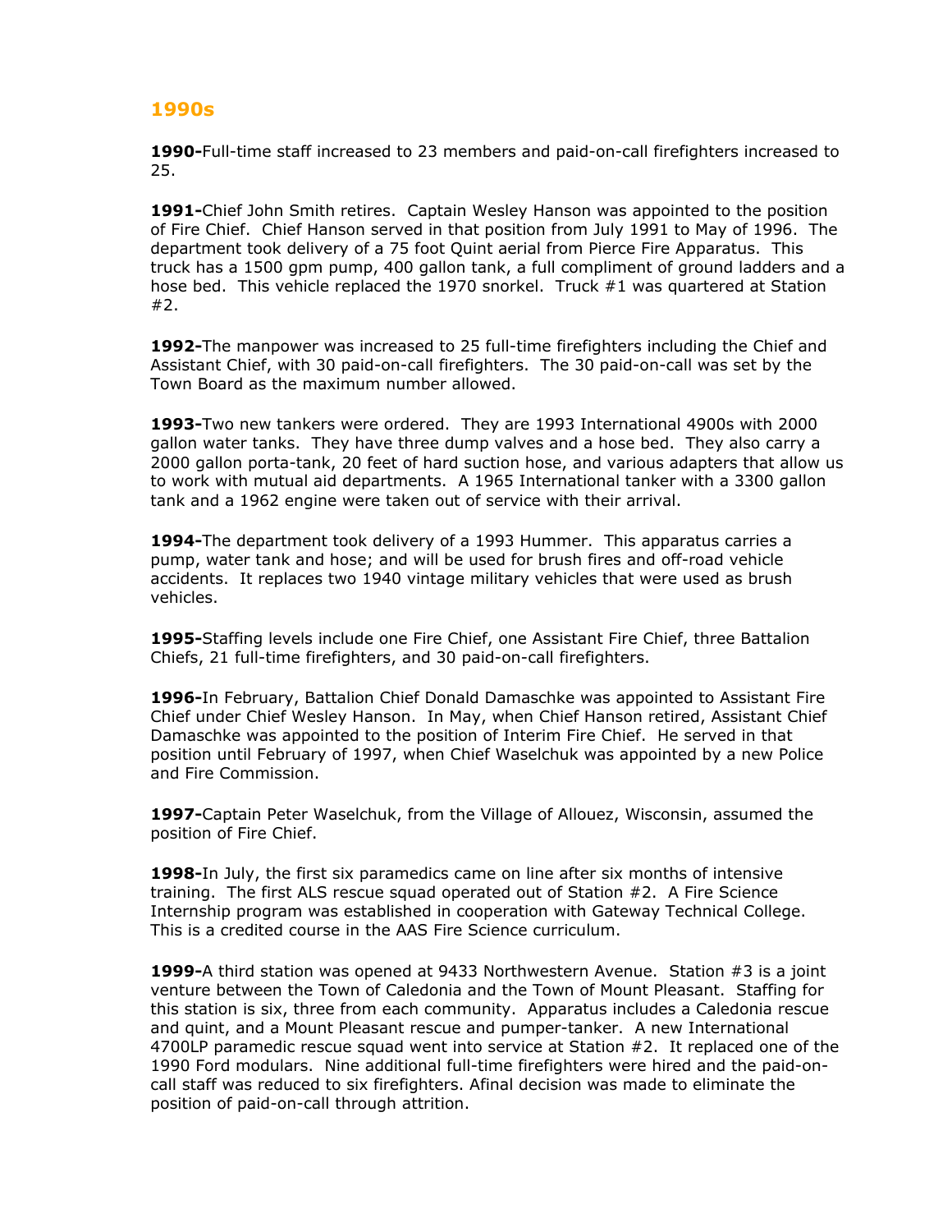## 1990s

**1990-**Full-time staff increased to 23 members and paid-on-call firefighters increased to 25.

**1991-**Chief John Smith retires. Captain Wesley Hanson was appointed to the position of Fire Chief. Chief Hanson served in that position from July 1991 to May of 1996. The department took delivery of a 75 foot Quint aerial from Pierce Fire Apparatus. This truck has a 1500 gpm pump, 400 gallon tank, a full compliment of ground ladders and a hose bed. This vehicle replaced the 1970 snorkel. Truck #1 was quartered at Station #2.

**1992-**The manpower was increased to 25 full-time firefighters including the Chief and Assistant Chief, with 30 paid-on-call firefighters. The 30 paid-on-call was set by the Town Board as the maximum number allowed.

**1993-**Two new tankers were ordered. They are 1993 International 4900s with 2000 gallon water tanks. They have three dump valves and a hose bed. They also carry a 2000 gallon porta-tank, 20 feet of hard suction hose, and various adapters that allow us to work with mutual aid departments. A 1965 International tanker with a 3300 gallon tank and a 1962 engine were taken out of service with their arrival.

**1994-**The department took delivery of a 1993 Hummer. This apparatus carries a pump, water tank and hose; and will be used for brush fires and off-road vehicle accidents. It replaces two 1940 vintage military vehicles that were used as brush vehicles.

**1995-**Staffing levels include one Fire Chief, one Assistant Fire Chief, three Battalion Chiefs, 21 full-time firefighters, and 30 paid-on-call firefighters.

**1996-**In February, Battalion Chief Donald Damaschke was appointed to Assistant Fire Chief under Chief Wesley Hanson. In May, when Chief Hanson retired, Assistant Chief Damaschke was appointed to the position of Interim Fire Chief. He served in that position until February of 1997, when Chief Waselchuk was appointed by a new Police and Fire Commission.

**1997-**Captain Peter Waselchuk, from the Village of Allouez, Wisconsin, assumed the position of Fire Chief.

**1998-**In July, the first six paramedics came on line after six months of intensive training. The first ALS rescue squad operated out of Station #2. A Fire Science Internship program was established in cooperation with Gateway Technical College. This is a credited course in the AAS Fire Science curriculum.

**1999-**A third station was opened at 9433 Northwestern Avenue. Station #3 is a joint venture between the Town of Caledonia and the Town of Mount Pleasant. Staffing for this station is six, three from each community. Apparatus includes a Caledonia rescue and quint, and a Mount Pleasant rescue and pumper-tanker. A new International 4700LP paramedic rescue squad went into service at Station #2. It replaced one of the 1990 Ford modulars. Nine additional full-time firefighters were hired and the paid-on-call staff was reduced to six firefighters. Afinal decision was made to eliminate the position of paid-on-call through attrition.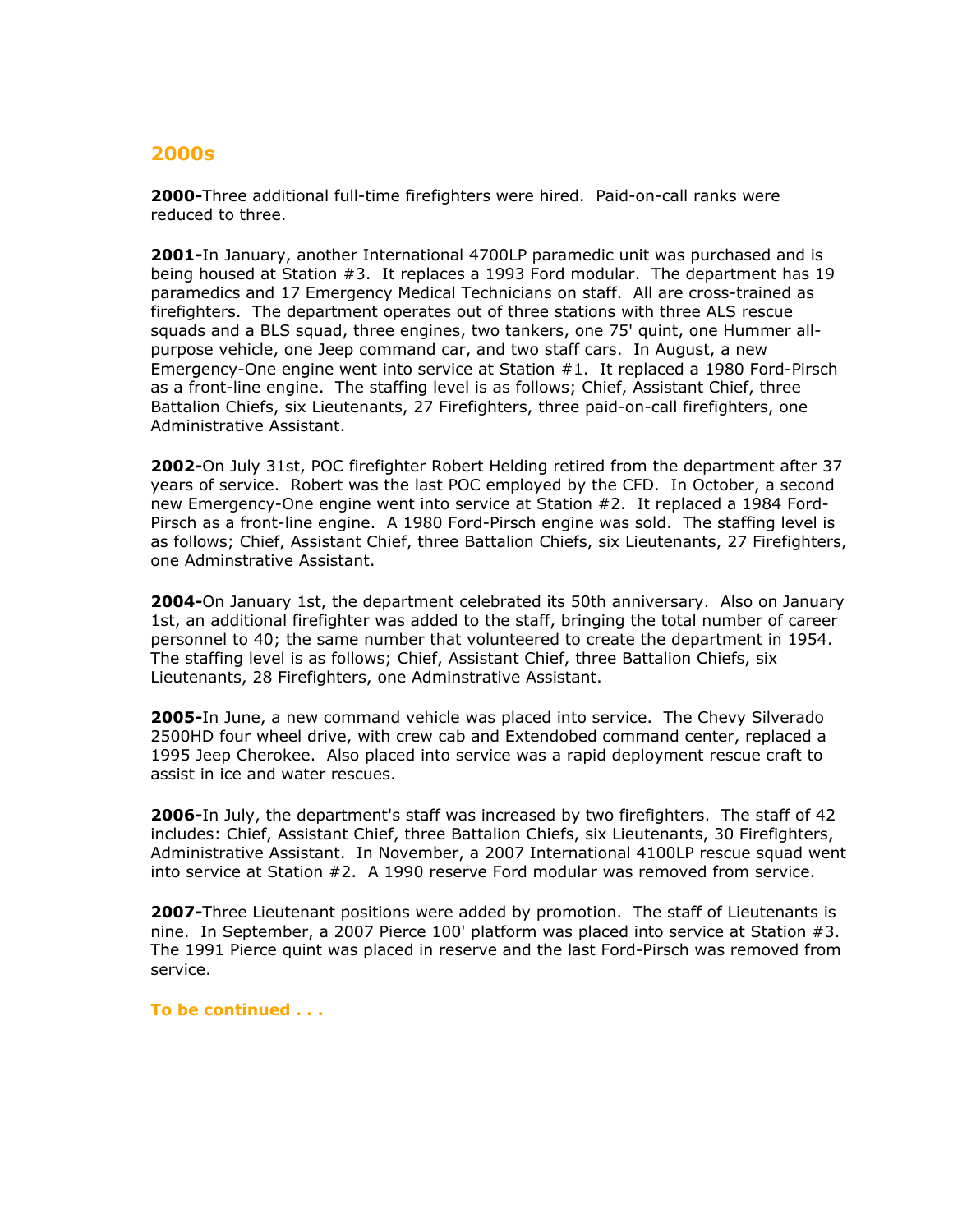## 2000s

**2000-**Three additional full-time firefighters were hired. Paid-on-call ranks were reduced to three.

**2001-**In January, another International 4700LP paramedic unit was purchased and is being housed at Station #3. It replaces a 1993 Ford modular. The department has 19 paramedics and 17 Emergency Medical Technicians on staff. All are cross-trained as firefighters. The department operates out of three stations with three ALS rescue squads and a BLS squad, three engines, two tankers, one 75' quint, one Hummer all-purpose vehicle, one Jeep command car, and two staff cars. In August, a new Emergency-One engine went into service at Station #1. It replaced a 1980 Ford-Pirsch as a front-line engine. The staffing level is as follows; Chief, Assistant Chief, three Battalion Chiefs, six Lieutenants, 27 Firefighters, three paid-on-call firefighters, one Administrative Assistant.

**2002-**On July 31st, POC firefighter Robert Helding retired from the department after 37 years of service. Robert was the last POC employed by the CFD. In October, a second new Emergency-One engine went into service at Station #2. It replaced a 1984 Ford-Pirsch as a front-line engine. A 1980 Ford-Pirsch engine was sold. The staffing level is as follows; Chief, Assistant Chief, three Battalion Chiefs, six Lieutenants, 27 Firefighters, one Adminstrative Assistant.

**2004-**On January 1st, the department celebrated its 50th anniversary. Also on January 1st, an additional firefighter was added to the staff, bringing the total number of career personnel to 40; the same number that volunteered to create the department in 1954. The staffing level is as follows; Chief, Assistant Chief, three Battalion Chiefs, six Lieutenants, 28 Firefighters, one Adminstrative Assistant.

**2005-**In June, a new command vehicle was placed into service. The Chevy Silverado 2500HD four wheel drive, with crew cab and Extendobed command center, replaced a 1995 Jeep Cherokee. Also placed into service was a rapid deployment rescue craft to assist in ice and water rescues.

**2006-**In July, the department's staff was increased by two firefighters. The staff of 42 includes: Chief, Assistant Chief, three Battalion Chiefs, six Lieutenants, 30 Firefighters, Administrative Assistant. In November, a 2007 International 4100LP rescue squad went into service at Station #2. A 1990 reserve Ford modular was removed from service.

**2007-**Three Lieutenant positions were added by promotion. The staff of Lieutenants is nine. In September, a 2007 Pierce 100' platform was placed into service at Station #3. The 1991 Pierce quint was placed in reserve and the last Ford-Pirsch was removed from service.

**To be continued . . .**